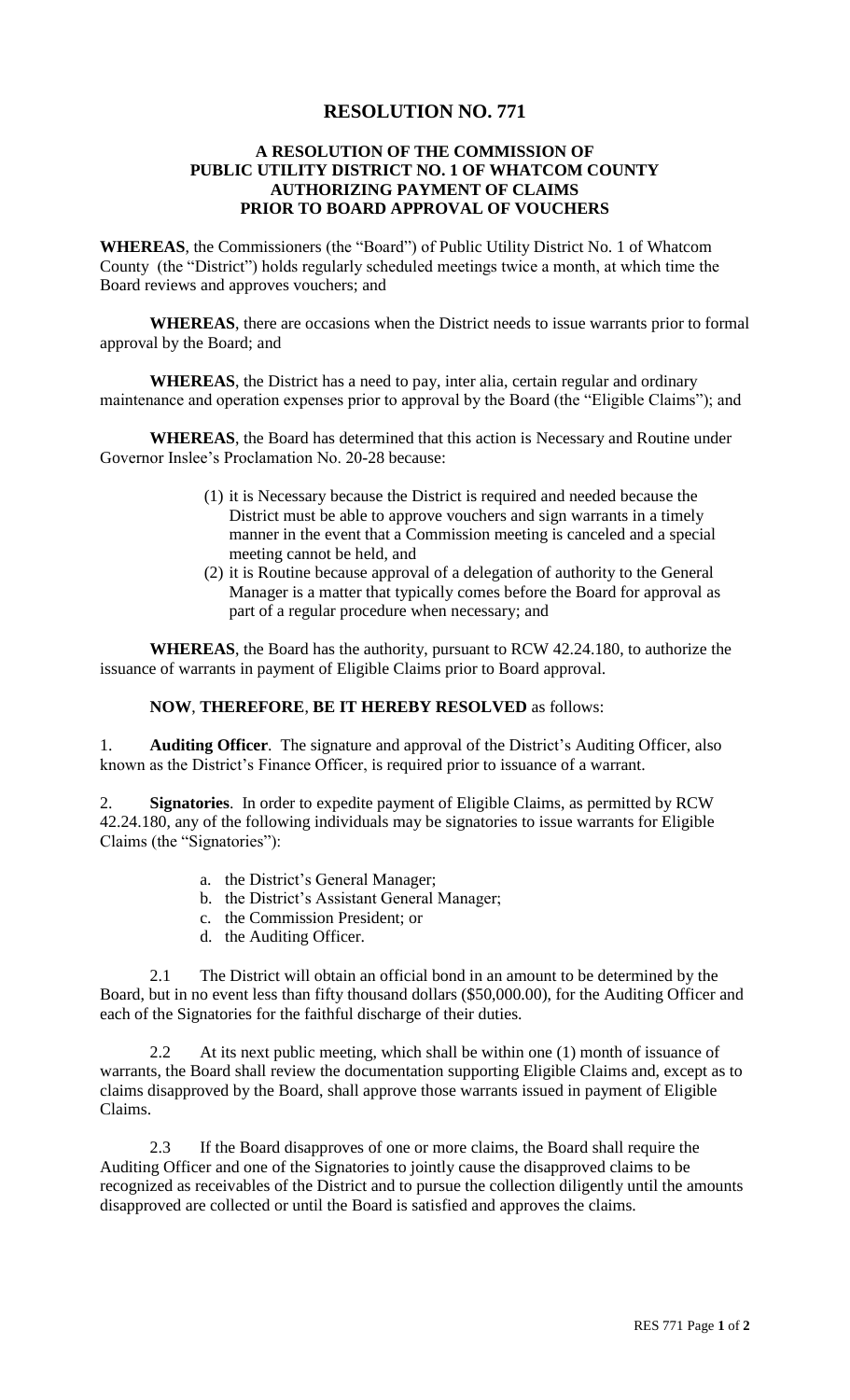# RESOLUTION NO. 771

## A RESOLUTION OF THE COMMISSION OF PUBLIC UTILITY DISTRICT NO. 1 OF WHATCOM COUNTY AUTHORIZING PAYMENT OF CLAIMS PRIOR TO BOARD APPROVAL OF VOUCHERS

**WHEREAS**, the Commissioners (the "Board") of Public Utility District No. 1 of Whatcom County (the "District") holds regularly scheduled meetings twice a month, at which time the Board reviews and approves vouchers; and

**WHEREAS**, there are occasions when the District needs to issue warrants prior to formal approval by the Board; and

**WHEREAS**, the District has a need to pay, inter alia, certain regular and ordinary maintenance and operation expenses prior to approval by the Board (the "Eligible Claims"); and

**WHEREAS**, the Board has determined that this action is Necessary and Routine under Governor Inslee's Proclamation No. 20-28 because:

(1) it is Necessary because the District is required and needed because the District must be able to approve vouchers and sign warrants in a timely manner in the event that a Commission meeting is canceled and a special meeting cannot be held, and

(2) it is Routine because approval of a delegation of authority to the General Manager is a matter that typically comes before the Board for approval as part of a regular procedure when necessary; and

**WHEREAS**, the Board has the authority, pursuant to RCW 42.24.180, to authorize the issuance of warrants in payment of Eligible Claims prior to Board approval.

**NOW**, **THEREFORE**, **BE IT HEREBY RESOLVED** as follows:

1. **Auditing Officer**. The signature and approval of the District's Auditing Officer, also known as the District's Finance Officer, is required prior to issuance of a warrant.

2. **Signatories**. In order to expedite payment of Eligible Claims, as permitted by RCW 42.24.180, any of the following individuals may be signatories to issue warrants for Eligible Claims (the "Signatories"):

   a. the District's General Manager;
   b. the District's Assistant General Manager;
   c. the Commission President; or
   d. the Auditing Officer.

2.1 The District will obtain an official bond in an amount to be determined by the Board, but in no event less than fifty thousand dollars ($50,000.00), for the Auditing Officer and each of the Signatories for the faithful discharge of their duties.

2.2 At its next public meeting, which shall be within one (1) month of issuance of warrants, the Board shall review the documentation supporting Eligible Claims and, except as to claims disapproved by the Board, shall approve those warrants issued in payment of Eligible Claims.

2.3 If the Board disapproves of one or more claims, the Board shall require the Auditing Officer and one of the Signatories to jointly cause the disapproved claims to be recognized as receivables of the District and to pursue the collection diligently until the amounts disapproved are collected or until the Board is satisfied and approves the claims.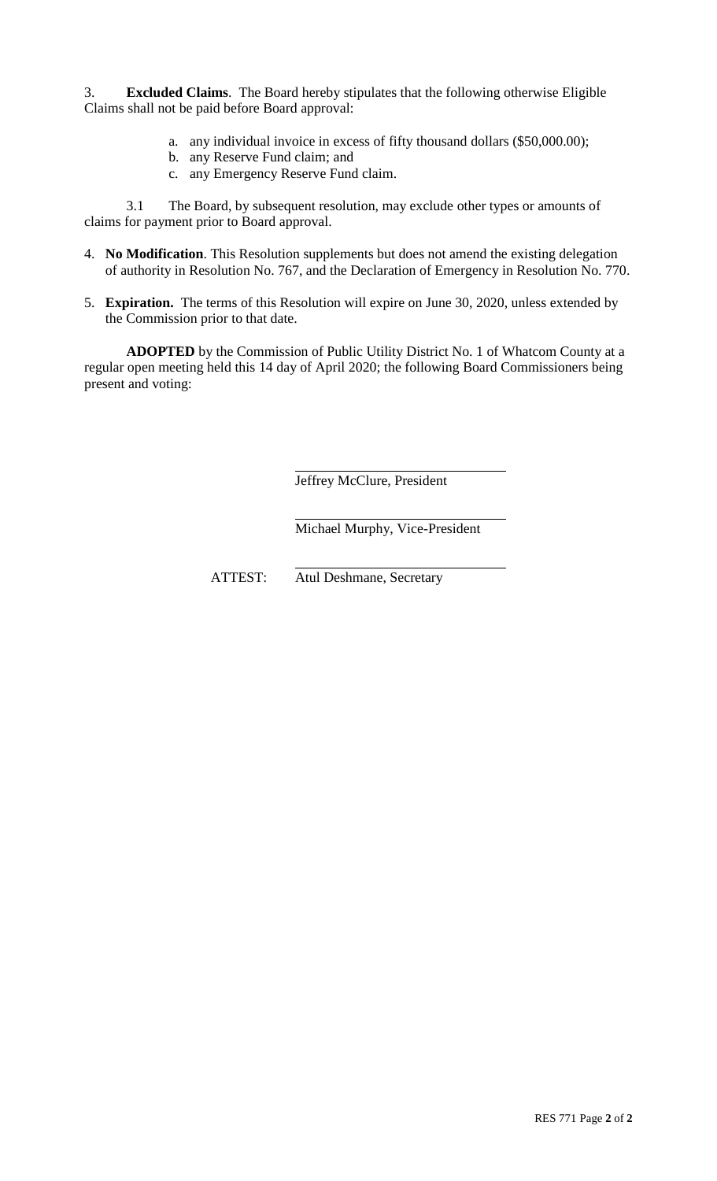3. **Excluded Claims**. The Board hereby stipulates that the following otherwise Eligible Claims shall not be paid before Board approval:

a. any individual invoice in excess of fifty thousand dollars ($50,000.00);
b. any Reserve Fund claim; and
c. any Emergency Reserve Fund claim.

3.1 The Board, by subsequent resolution, may exclude other types or amounts of claims for payment prior to Board approval.

4. **No Modification**. This Resolution supplements but does not amend the existing delegation of authority in Resolution No. 767, and the Declaration of Emergency in Resolution No. 770.

5. **Expiration.** The terms of this Resolution will expire on June 30, 2020, unless extended by the Commission prior to that date.

**ADOPTED** by the Commission of Public Utility District No. 1 of Whatcom County at a regular open meeting held this 14 day of April 2020; the following Board Commissioners being present and voting:

______________________________
Jeffrey McClure, President

______________________________
Michael Murphy, Vice-President

ATTEST: ______________________________
Atul Deshmane, Secretary